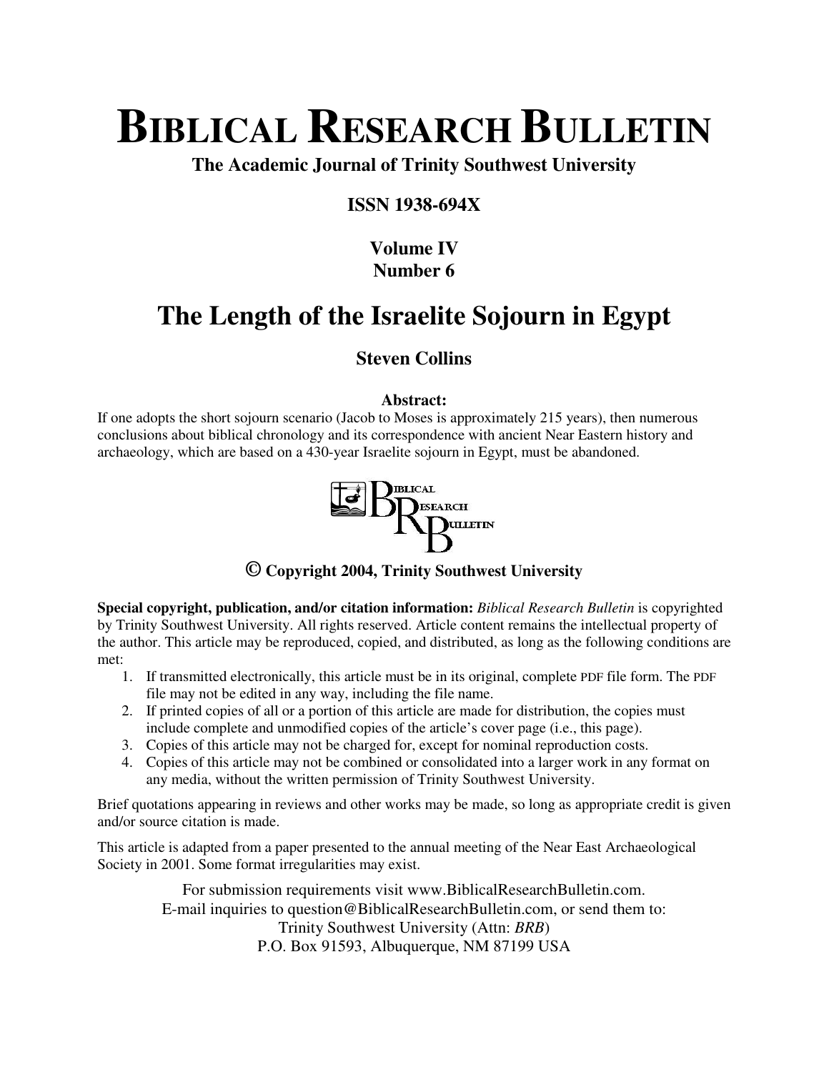# BIBLICAL RESEARCH BULLETIN

**The Academic Journal of Trinity Southwest University**

**ISSN 1938-694X**

**Volume IV**
**Number 6**

# The Length of the Israelite Sojourn in Egypt

**Steven Collins**

**Abstract:**

If one adopts the short sojourn scenario (Jacob to Moses is approximately 215 years), then numerous conclusions about biblical chronology and its correspondence with ancient Near Eastern history and archaeology, which are based on a 430-year Israelite sojourn in Egypt, must be abandoned.

**© Copyright 2004, Trinity Southwest University**

**Special copyright, publication, and/or citation information:** *Biblical Research Bulletin* is copyrighted by Trinity Southwest University. All rights reserved. Article content remains the intellectual property of the author. This article may be reproduced, copied, and distributed, as long as the following conditions are met:

1. If transmitted electronically, this article must be in its original, complete PDF file form. The PDF file may not be edited in any way, including the file name.
2. If printed copies of all or a portion of this article are made for distribution, the copies must include complete and unmodified copies of the article's cover page (i.e., this page).
3. Copies of this article may not be charged for, except for nominal reproduction costs.
4. Copies of this article may not be combined or consolidated into a larger work in any format on any media, without the written permission of Trinity Southwest University.

Brief quotations appearing in reviews and other works may be made, so long as appropriate credit is given and/or source citation is made.

This article is adapted from a paper presented to the annual meeting of the Near East Archaeological Society in 2001. Some format irregularities may exist.

For submission requirements visit www.BiblicalResearchBulletin.com.
E-mail inquiries to question@BiblicalResearchBulletin.com, or send them to:
Trinity Southwest University (Attn: *BRB*)
P.O. Box 91593, Albuquerque, NM 87199 USA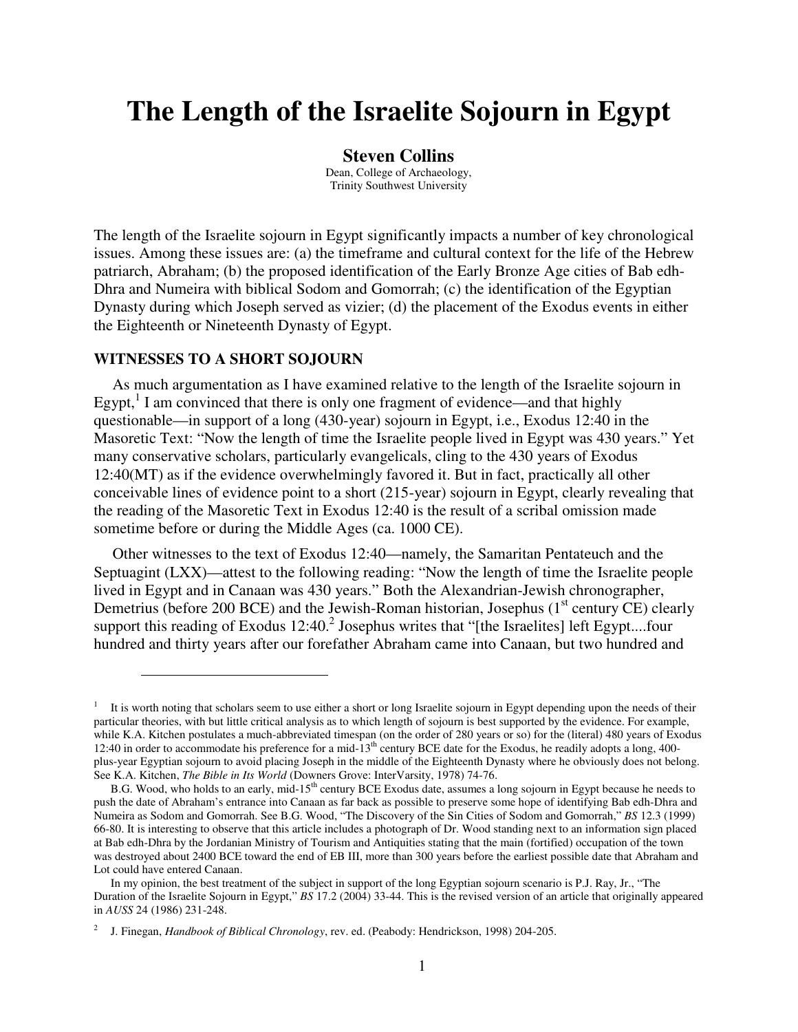# The Length of the Israelite Sojourn in Egypt

**Steven Collins**

Dean, College of Archaeology,
Trinity Southwest University

The length of the Israelite sojourn in Egypt significantly impacts a number of key chronological issues. Among these issues are: (a) the timeframe and cultural context for the life of the Hebrew patriarch, Abraham; (b) the proposed identification of the Early Bronze Age cities of Bab edh-Dhra and Numeira with biblical Sodom and Gomorrah; (c) the identification of the Egyptian Dynasty during which Joseph served as vizier; (d) the placement of the Exodus events in either the Eighteenth or Nineteenth Dynasty of Egypt.

## WITNESSES TO A SHORT SOJOURN

As much argumentation as I have examined relative to the length of the Israelite sojourn in Egypt,[1] I am convinced that there is only one fragment of evidence—and that highly questionable—in support of a long (430-year) sojourn in Egypt, i.e., Exodus 12:40 in the Masoretic Text: "Now the length of time the Israelite people lived in Egypt was 430 years." Yet many conservative scholars, particularly evangelicals, cling to the 430 years of Exodus 12:40(MT) as if the evidence overwhelmingly favored it. But in fact, practically all other conceivable lines of evidence point to a short (215-year) sojourn in Egypt, clearly revealing that the reading of the Masoretic Text in Exodus 12:40 is the result of a scribal omission made sometime before or during the Middle Ages (ca. 1000 CE).

Other witnesses to the text of Exodus 12:40—namely, the Samaritan Pentateuch and the Septuagint (LXX)—attest to the following reading: "Now the length of time the Israelite people lived in Egypt and in Canaan was 430 years." Both the Alexandrian-Jewish chronographer, Demetrius (before 200 BCE) and the Jewish-Roman historian, Josephus (1st century CE) clearly support this reading of Exodus 12:40.[2] Josephus writes that "[the Israelites] left Egypt....four hundred and thirty years after our forefather Abraham came into Canaan, but two hundred and

---

[1] It is worth noting that scholars seem to use either a short or long Israelite sojourn in Egypt depending upon the needs of their particular theories, with but little critical analysis as to which length of sojourn is best supported by the evidence. For example, while K.A. Kitchen postulates a much-abbreviated timespan (on the order of 280 years or so) for the (literal) 480 years of Exodus 12:40 in order to accommodate his preference for a mid-13th century BCE date for the Exodus, he readily adopts a long, 400-plus-year Egyptian sojourn to avoid placing Joseph in the middle of the Eighteenth Dynasty where he obviously does not belong. See K.A. Kitchen, *The Bible in Its World* (Downers Grove: InterVarsity, 1978) 74-76.

B.G. Wood, who holds to an early, mid-15th century BCE Exodus date, assumes a long sojourn in Egypt because he needs to push the date of Abraham's entrance into Canaan as far back as possible to preserve some hope of identifying Bab edh-Dhra and Numeira as Sodom and Gomorrah. See B.G. Wood, "The Discovery of the Sin Cities of Sodom and Gomorrah," *BS* 12.3 (1999) 66-80. It is interesting to observe that this article includes a photograph of Dr. Wood standing next to an information sign placed at Bab edh-Dhra by the Jordanian Ministry of Tourism and Antiquities stating that the main (fortified) occupation of the town was destroyed about 2400 BCE toward the end of EB III, more than 300 years before the earliest possible date that Abraham and Lot could have entered Canaan.

In my opinion, the best treatment of the subject in support of the long Egyptian sojourn scenario is P.J. Ray, Jr., "The Duration of the Israelite Sojourn in Egypt," *BS* 17.2 (2004) 33-44. This is the revised version of an article that originally appeared in *AUSS* 24 (1986) 231-248.

[2] J. Finegan, *Handbook of Biblical Chronology*, rev. ed. (Peabody: Hendrickson, 1998) 204-205.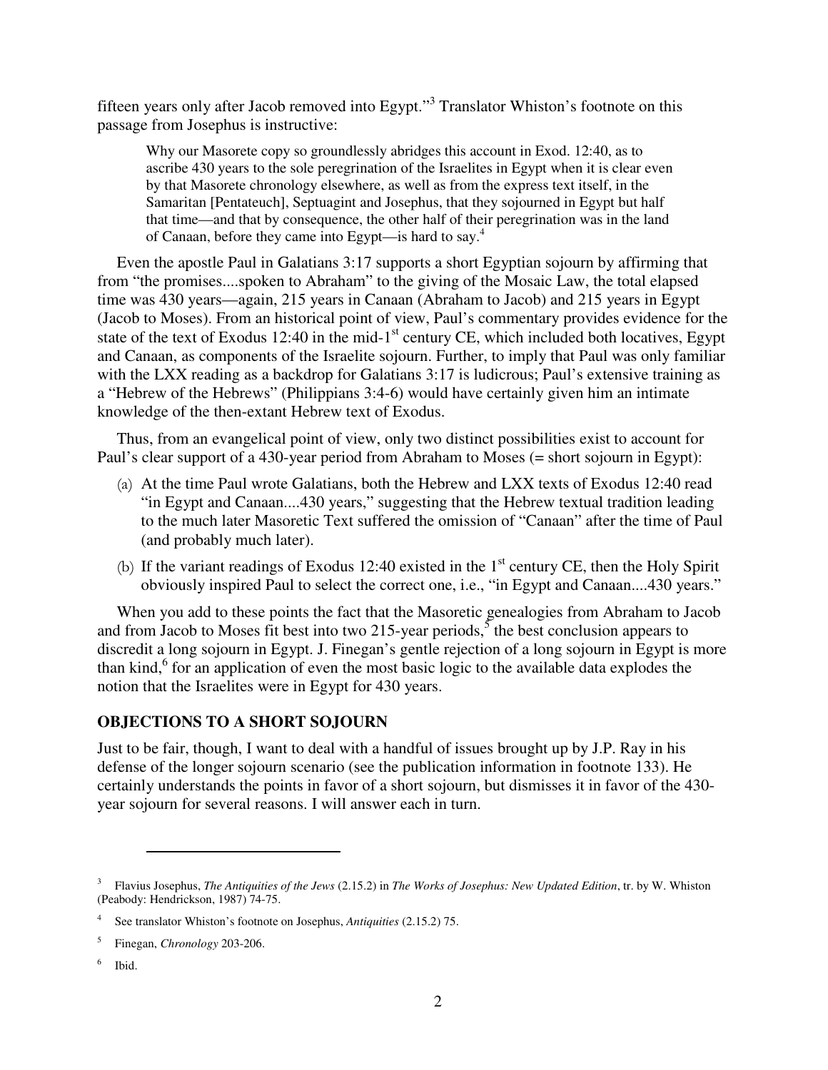fifteen years only after Jacob removed into Egypt."[3] Translator Whiston's footnote on this passage from Josephus is instructive:

> Why our Masorete copy so groundlessly abridges this account in Exod. 12:40, as to ascribe 430 years to the sole peregrination of the Israelites in Egypt when it is clear even by that Masorete chronology elsewhere, as well as from the express text itself, in the Samaritan [Pentateuch], Septuagint and Josephus, that they sojourned in Egypt but half that time—and that by consequence, the other half of their peregrination was in the land of Canaan, before they came into Egypt—is hard to say.[4]

Even the apostle Paul in Galatians 3:17 supports a short Egyptian sojourn by affirming that from "the promises....spoken to Abraham" to the giving of the Mosaic Law, the total elapsed time was 430 years—again, 215 years in Canaan (Abraham to Jacob) and 215 years in Egypt (Jacob to Moses). From an historical point of view, Paul's commentary provides evidence for the state of the text of Exodus 12:40 in the mid-1st century CE, which included both locatives, Egypt and Canaan, as components of the Israelite sojourn. Further, to imply that Paul was only familiar with the LXX reading as a backdrop for Galatians 3:17 is ludicrous; Paul's extensive training as a "Hebrew of the Hebrews" (Philippians 3:4-6) would have certainly given him an intimate knowledge of the then-extant Hebrew text of Exodus.

Thus, from an evangelical point of view, only two distinct possibilities exist to account for Paul's clear support of a 430-year period from Abraham to Moses (= short sojourn in Egypt):

(a) At the time Paul wrote Galatians, both the Hebrew and LXX texts of Exodus 12:40 read "in Egypt and Canaan....430 years," suggesting that the Hebrew textual tradition leading to the much later Masoretic Text suffered the omission of "Canaan" after the time of Paul (and probably much later).

(b) If the variant readings of Exodus 12:40 existed in the 1st century CE, then the Holy Spirit obviously inspired Paul to select the correct one, i.e., "in Egypt and Canaan....430 years."

When you add to these points the fact that the Masoretic genealogies from Abraham to Jacob and from Jacob to Moses fit best into two 215-year periods,[5] the best conclusion appears to discredit a long sojourn in Egypt. J. Finegan's gentle rejection of a long sojourn in Egypt is more than kind,[6] for an application of even the most basic logic to the available data explodes the notion that the Israelites were in Egypt for 430 years.

## OBJECTIONS TO A SHORT SOJOURN

Just to be fair, though, I want to deal with a handful of issues brought up by J.P. Ray in his defense of the longer sojourn scenario (see the publication information in footnote 133). He certainly understands the points in favor of a short sojourn, but dismisses it in favor of the 430-year sojourn for several reasons. I will answer each in turn.

---

[3] Flavius Josephus, *The Antiquities of the Jews* (2.15.2) in *The Works of Josephus: New Updated Edition*, tr. by W. Whiston (Peabody: Hendrickson, 1987) 74-75.

[4] See translator Whiston's footnote on Josephus, *Antiquities* (2.15.2) 75.

[5] Finegan, *Chronology* 203-206.

[6] Ibid.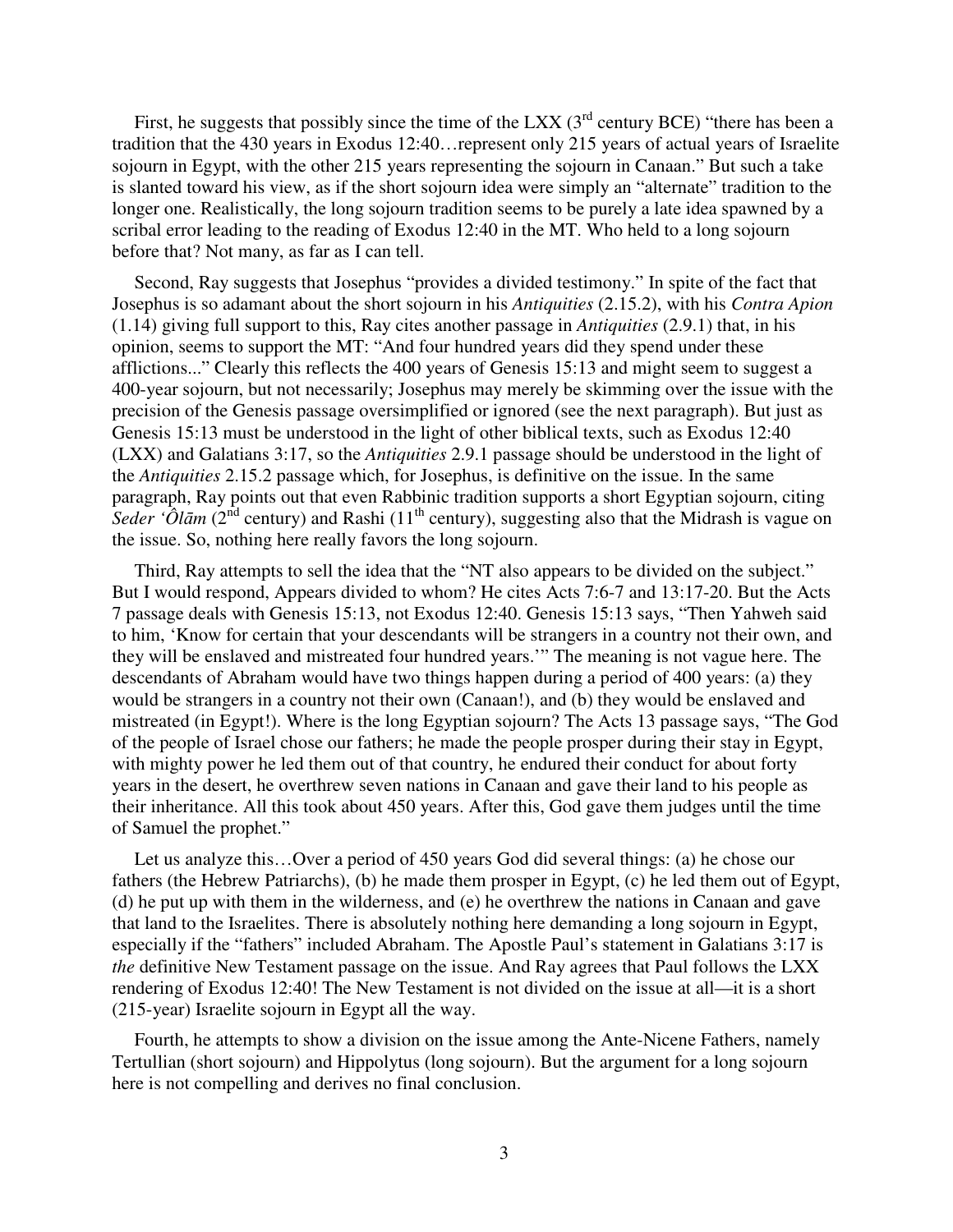First, he suggests that possibly since the time of the LXX (3rd century BCE) "there has been a tradition that the 430 years in Exodus 12:40…represent only 215 years of actual years of Israelite sojourn in Egypt, with the other 215 years representing the sojourn in Canaan." But such a take is slanted toward his view, as if the short sojourn idea were simply an "alternate" tradition to the longer one. Realistically, the long sojourn tradition seems to be purely a late idea spawned by a scribal error leading to the reading of Exodus 12:40 in the MT. Who held to a long sojourn before that? Not many, as far as I can tell.

Second, Ray suggests that Josephus "provides a divided testimony." In spite of the fact that Josephus is so adamant about the short sojourn in his *Antiquities* (2.15.2), with his *Contra Apion* (1.14) giving full support to this, Ray cites another passage in *Antiquities* (2.9.1) that, in his opinion, seems to support the MT: "And four hundred years did they spend under these afflictions..." Clearly this reflects the 400 years of Genesis 15:13 and might seem to suggest a 400-year sojourn, but not necessarily; Josephus may merely be skimming over the issue with the precision of the Genesis passage oversimplified or ignored (see the next paragraph). But just as Genesis 15:13 must be understood in the light of other biblical texts, such as Exodus 12:40 (LXX) and Galatians 3:17, so the *Antiquities* 2.9.1 passage should be understood in the light of the *Antiquities* 2.15.2 passage which, for Josephus, is definitive on the issue. In the same paragraph, Ray points out that even Rabbinic tradition supports a short Egyptian sojourn, citing *Seder 'Ôlām* (2nd century) and Rashi (11th century), suggesting also that the Midrash is vague on the issue. So, nothing here really favors the long sojourn.

Third, Ray attempts to sell the idea that the "NT also appears to be divided on the subject." But I would respond, Appears divided to whom? He cites Acts 7:6-7 and 13:17-20. But the Acts 7 passage deals with Genesis 15:13, not Exodus 12:40. Genesis 15:13 says, "Then Yahweh said to him, 'Know for certain that your descendants will be strangers in a country not their own, and they will be enslaved and mistreated four hundred years.'" The meaning is not vague here. The descendants of Abraham would have two things happen during a period of 400 years: (a) they would be strangers in a country not their own (Canaan!), and (b) they would be enslaved and mistreated (in Egypt!). Where is the long Egyptian sojourn? The Acts 13 passage says, "The God of the people of Israel chose our fathers; he made the people prosper during their stay in Egypt, with mighty power he led them out of that country, he endured their conduct for about forty years in the desert, he overthrew seven nations in Canaan and gave their land to his people as their inheritance. All this took about 450 years. After this, God gave them judges until the time of Samuel the prophet."

Let us analyze this…Over a period of 450 years God did several things: (a) he chose our fathers (the Hebrew Patriarchs), (b) he made them prosper in Egypt, (c) he led them out of Egypt, (d) he put up with them in the wilderness, and (e) he overthrew the nations in Canaan and gave that land to the Israelites. There is absolutely nothing here demanding a long sojourn in Egypt, especially if the "fathers" included Abraham. The Apostle Paul's statement in Galatians 3:17 is *the* definitive New Testament passage on the issue. And Ray agrees that Paul follows the LXX rendering of Exodus 12:40! The New Testament is not divided on the issue at all—it is a short (215-year) Israelite sojourn in Egypt all the way.

Fourth, he attempts to show a division on the issue among the Ante-Nicene Fathers, namely Tertullian (short sojourn) and Hippolytus (long sojourn). But the argument for a long sojourn here is not compelling and derives no final conclusion.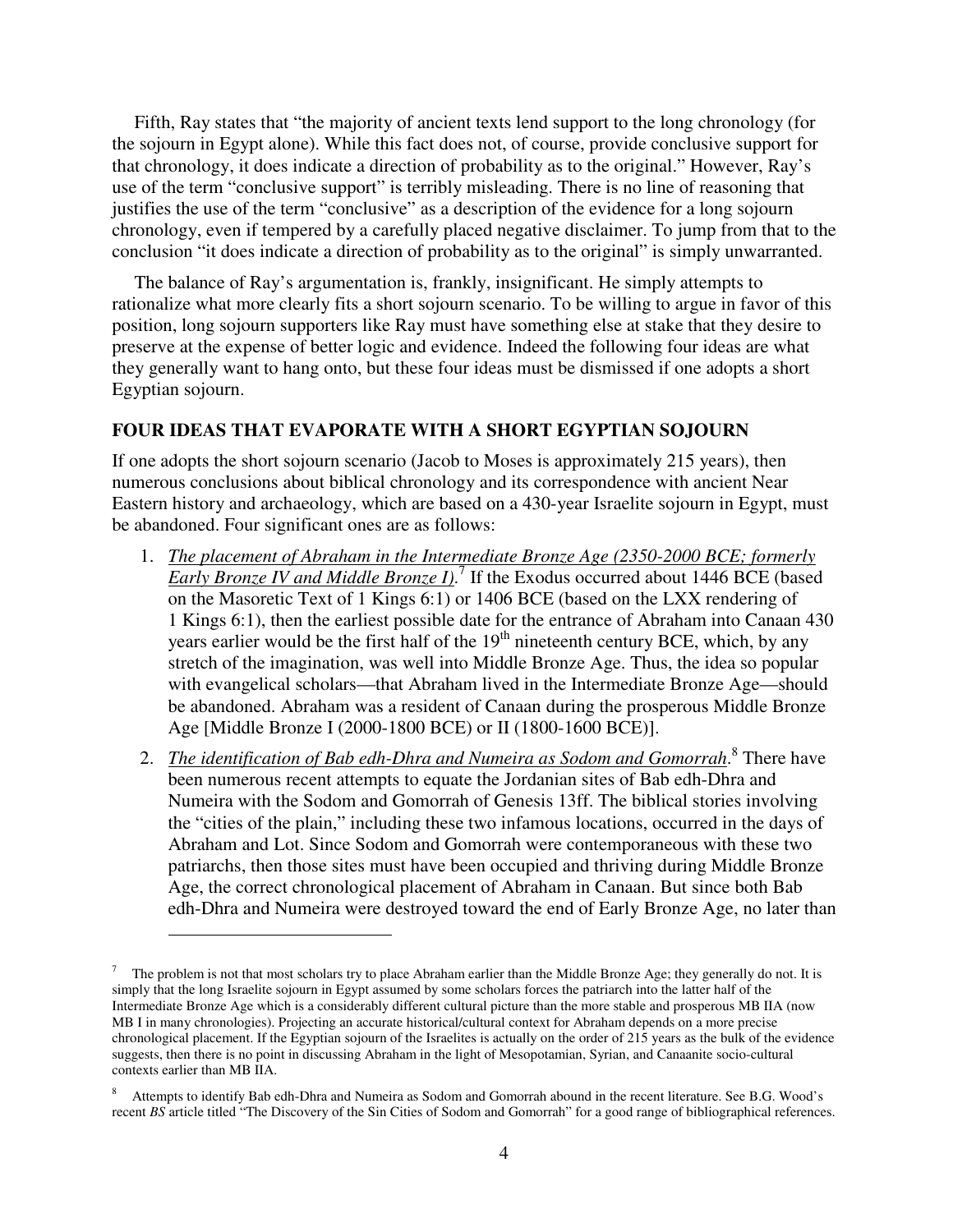Fifth, Ray states that "the majority of ancient texts lend support to the long chronology (for the sojourn in Egypt alone). While this fact does not, of course, provide conclusive support for that chronology, it does indicate a direction of probability as to the original." However, Ray's use of the term "conclusive support" is terribly misleading. There is no line of reasoning that justifies the use of the term "conclusive" as a description of the evidence for a long sojourn chronology, even if tempered by a carefully placed negative disclaimer. To jump from that to the conclusion "it does indicate a direction of probability as to the original" is simply unwarranted.

The balance of Ray's argumentation is, frankly, insignificant. He simply attempts to rationalize what more clearly fits a short sojourn scenario. To be willing to argue in favor of this position, long sojourn supporters like Ray must have something else at stake that they desire to preserve at the expense of better logic and evidence. Indeed the following four ideas are what they generally want to hang onto, but these four ideas must be dismissed if one adopts a short Egyptian sojourn.

## FOUR IDEAS THAT EVAPORATE WITH A SHORT EGYPTIAN SOJOURN

If one adopts the short sojourn scenario (Jacob to Moses is approximately 215 years), then numerous conclusions about biblical chronology and its correspondence with ancient Near Eastern history and archaeology, which are based on a 430-year Israelite sojourn in Egypt, must be abandoned. Four significant ones are as follows:

1. *The placement of Abraham in the Intermediate Bronze Age (2350-2000 BCE; formerly Early Bronze IV and Middle Bronze I).*[7] If the Exodus occurred about 1446 BCE (based on the Masoretic Text of 1 Kings 6:1) or 1406 BCE (based on the LXX rendering of 1 Kings 6:1), then the earliest possible date for the entrance of Abraham into Canaan 430 years earlier would be the first half of the 19th nineteenth century BCE, which, by any stretch of the imagination, was well into Middle Bronze Age. Thus, the idea so popular with evangelical scholars—that Abraham lived in the Intermediate Bronze Age—should be abandoned. Abraham was a resident of Canaan during the prosperous Middle Bronze Age [Middle Bronze I (2000-1800 BCE) or II (1800-1600 BCE)].
2. *The identification of Bab edh-Dhra and Numeira as Sodom and Gomorrah*.[8] There have been numerous recent attempts to equate the Jordanian sites of Bab edh-Dhra and Numeira with the Sodom and Gomorrah of Genesis 13ff. The biblical stories involving the "cities of the plain," including these two infamous locations, occurred in the days of Abraham and Lot. Since Sodom and Gomorrah were contemporaneous with these two patriarchs, then those sites must have been occupied and thriving during Middle Bronze Age, the correct chronological placement of Abraham in Canaan. But since both Bab edh-Dhra and Numeira were destroyed toward the end of Early Bronze Age, no later than

---

[7] The problem is not that most scholars try to place Abraham earlier than the Middle Bronze Age; they generally do not. It is simply that the long Israelite sojourn in Egypt assumed by some scholars forces the patriarch into the latter half of the Intermediate Bronze Age which is a considerably different cultural picture than the more stable and prosperous MB IIA (now MB I in many chronologies). Projecting an accurate historical/cultural context for Abraham depends on a more precise chronological placement. If the Egyptian sojourn of the Israelites is actually on the order of 215 years as the bulk of the evidence suggests, then there is no point in discussing Abraham in the light of Mesopotamian, Syrian, and Canaanite socio-cultural contexts earlier than MB IIA.

[8] Attempts to identify Bab edh-Dhra and Numeira as Sodom and Gomorrah abound in the recent literature. See B.G. Wood's recent *BS* article titled "The Discovery of the Sin Cities of Sodom and Gomorrah" for a good range of bibliographical references.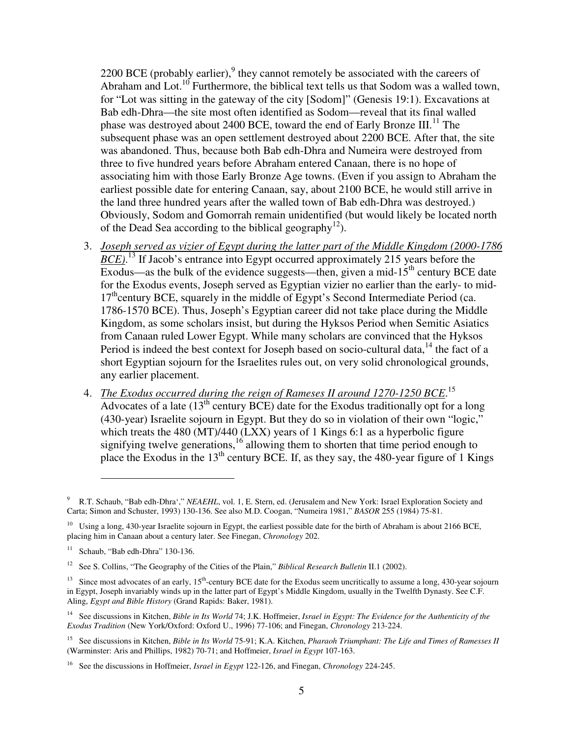2200 BCE (probably earlier),[9] they cannot remotely be associated with the careers of Abraham and Lot.[10] Furthermore, the biblical text tells us that Sodom was a walled town, for "Lot was sitting in the gateway of the city [Sodom]" (Genesis 19:1). Excavations at Bab edh-Dhra—the site most often identified as Sodom—reveal that its final walled phase was destroyed about 2400 BCE, toward the end of Early Bronze III.[11] The subsequent phase was an open settlement destroyed about 2200 BCE. After that, the site was abandoned. Thus, because both Bab edh-Dhra and Numeira were destroyed from three to five hundred years before Abraham entered Canaan, there is no hope of associating him with those Early Bronze Age towns. (Even if you assign to Abraham the earliest possible date for entering Canaan, say, about 2100 BCE, he would still arrive in the land three hundred years after the walled town of Bab edh-Dhra was destroyed.) Obviously, Sodom and Gomorrah remain unidentified (but would likely be located north of the Dead Sea according to the biblical geography[12]).

3. *Joseph served as vizier of Egypt during the latter part of the Middle Kingdom (2000-1786 BCE).*[13] If Jacob's entrance into Egypt occurred approximately 215 years before the Exodus—as the bulk of the evidence suggests—then, given a mid-15th century BCE date for the Exodus events, Joseph served as Egyptian vizier no earlier than the early- to mid-17th century BCE, squarely in the middle of Egypt's Second Intermediate Period (ca. 1786-1570 BCE). Thus, Joseph's Egyptian career did not take place during the Middle Kingdom, as some scholars insist, but during the Hyksos Period when Semitic Asiatics from Canaan ruled Lower Egypt. While many scholars are convinced that the Hyksos Period is indeed the best context for Joseph based on socio-cultural data,[14] the fact of a short Egyptian sojourn for the Israelites rules out, on very solid chronological grounds, any earlier placement.

4. *The Exodus occurred during the reign of Rameses II around 1270-1250 BCE.*[15] Advocates of a late (13th century BCE) date for the Exodus traditionally opt for a long (430-year) Israelite sojourn in Egypt. But they do so in violation of their own "logic," which treats the 480 (MT)/440 (LXX) years of 1 Kings 6:1 as a hyperbolic figure signifying twelve generations,[16] allowing them to shorten that time period enough to place the Exodus in the 13th century BCE. If, as they say, the 480-year figure of 1 Kings

---

[9] R.T. Schaub, "Bab edh-Dhra'," *NEAEHL*, vol. 1, E. Stern, ed. (Jerusalem and New York: Israel Exploration Society and Carta; Simon and Schuster, 1993) 130-136. See also M.D. Coogan, "Numeira 1981," *BASOR* 255 (1984) 75-81.

[10] Using a long, 430-year Israelite sojourn in Egypt, the earliest possible date for the birth of Abraham is about 2166 BCE, placing him in Canaan about a century later. See Finegan, *Chronology* 202.

[11] Schaub, "Bab edh-Dhra" 130-136.

[12] See S. Collins, "The Geography of the Cities of the Plain," *Biblical Research Bulletin* II.1 (2002).

[13] Since most advocates of an early, 15th-century BCE date for the Exodus seem uncritically to assume a long, 430-year sojourn in Egypt, Joseph invariably winds up in the latter part of Egypt's Middle Kingdom, usually in the Twelfth Dynasty. See C.F. Aling, *Egypt and Bible History* (Grand Rapids: Baker, 1981).

[14] See discussions in Kitchen, *Bible in Its World* 74; J.K. Hoffmeier, *Israel in Egypt: The Evidence for the Authenticity of the Exodus Tradition* (New York/Oxford: Oxford U., 1996) 77-106; and Finegan, *Chronology* 213-224.

[15] See discussions in Kitchen, *Bible in Its World* 75-91; K.A. Kitchen, *Pharaoh Triumphant: The Life and Times of Ramesses II* (Warminster: Aris and Phillips, 1982) 70-71; and Hoffmeier, *Israel in Egypt* 107-163.

[16] See the discussions in Hoffmeier, *Israel in Egypt* 122-126, and Finegan, *Chronology* 224-245.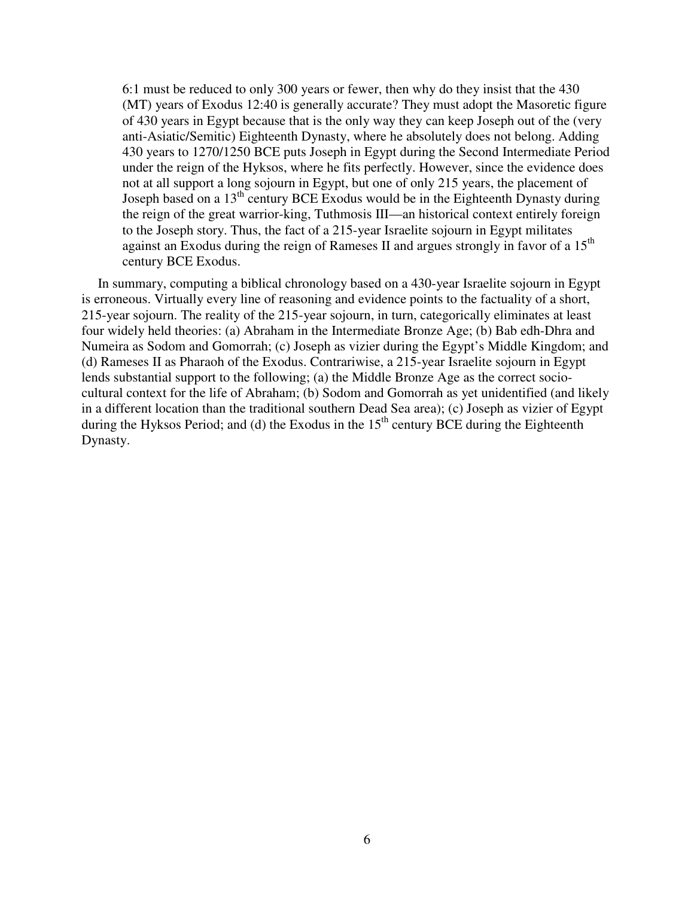> 6:1 must be reduced to only 300 years or fewer, then why do they insist that the 430 (MT) years of Exodus 12:40 is generally accurate? They must adopt the Masoretic figure of 430 years in Egypt because that is the only way they can keep Joseph out of the (very anti-Asiatic/Semitic) Eighteenth Dynasty, where he absolutely does not belong. Adding 430 years to 1270/1250 BCE puts Joseph in Egypt during the Second Intermediate Period under the reign of the Hyksos, where he fits perfectly. However, since the evidence does not at all support a long sojourn in Egypt, but one of only 215 years, the placement of Joseph based on a 13th century BCE Exodus would be in the Eighteenth Dynasty during the reign of the great warrior-king, Tuthmosis III—an historical context entirely foreign to the Joseph story. Thus, the fact of a 215-year Israelite sojourn in Egypt militates against an Exodus during the reign of Rameses II and argues strongly in favor of a 15th century BCE Exodus.

In summary, computing a biblical chronology based on a 430-year Israelite sojourn in Egypt is erroneous. Virtually every line of reasoning and evidence points to the factuality of a short, 215-year sojourn. The reality of the 215-year sojourn, in turn, categorically eliminates at least four widely held theories: (a) Abraham in the Intermediate Bronze Age; (b) Bab edh-Dhra and Numeira as Sodom and Gomorrah; (c) Joseph as vizier during the Egypt's Middle Kingdom; and (d) Rameses II as Pharaoh of the Exodus. Contrariwise, a 215-year Israelite sojourn in Egypt lends substantial support to the following; (a) the Middle Bronze Age as the correct socio-cultural context for the life of Abraham; (b) Sodom and Gomorrah as yet unidentified (and likely in a different location than the traditional southern Dead Sea area); (c) Joseph as vizier of Egypt during the Hyksos Period; and (d) the Exodus in the 15th century BCE during the Eighteenth Dynasty.